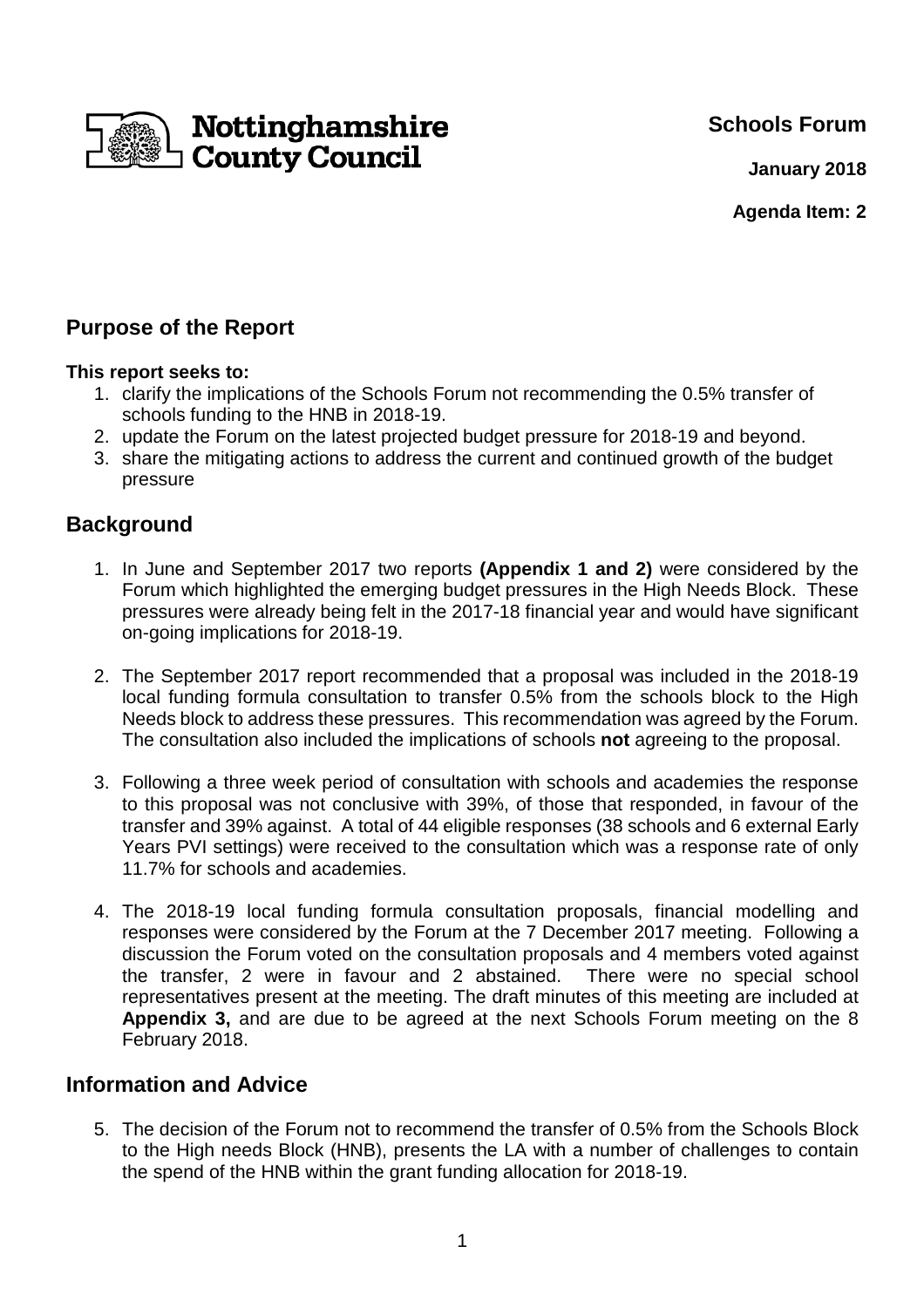Nottinghamshire County Council

**Schools Forum**

**January 2018**

**Agenda Item: 2**

## Purpose of the Report

**This report seeks to:**

1. clarify the implications of the Schools Forum not recommending the 0.5% transfer of schools funding to the HNB in 2018-19.
2. update the Forum on the latest projected budget pressure for 2018-19 and beyond.
3. share the mitigating actions to address the current and continued growth of the budget pressure

## Background

1. In June and September 2017 two reports **(Appendix 1 and 2)** were considered by the Forum which highlighted the emerging budget pressures in the High Needs Block. These pressures were already being felt in the 2017-18 financial year and would have significant on-going implications for 2018-19.
2. The September 2017 report recommended that a proposal was included in the 2018-19 local funding formula consultation to transfer 0.5% from the schools block to the High Needs block to address these pressures. This recommendation was agreed by the Forum. The consultation also included the implications of schools **not** agreeing to the proposal.
3. Following a three week period of consultation with schools and academies the response to this proposal was not conclusive with 39%, of those that responded, in favour of the transfer and 39% against. A total of 44 eligible responses (38 schools and 6 external Early Years PVI settings) were received to the consultation which was a response rate of only 11.7% for schools and academies.
4. The 2018-19 local funding formula consultation proposals, financial modelling and responses were considered by the Forum at the 7 December 2017 meeting. Following a discussion the Forum voted on the consultation proposals and 4 members voted against the transfer, 2 were in favour and 2 abstained. There were no special school representatives present at the meeting. The draft minutes of this meeting are included at **Appendix 3,** and are due to be agreed at the next Schools Forum meeting on the 8 February 2018.

## Information and Advice

5. The decision of the Forum not to recommend the transfer of 0.5% from the Schools Block to the High needs Block (HNB), presents the LA with a number of challenges to contain the spend of the HNB within the grant funding allocation for 2018-19.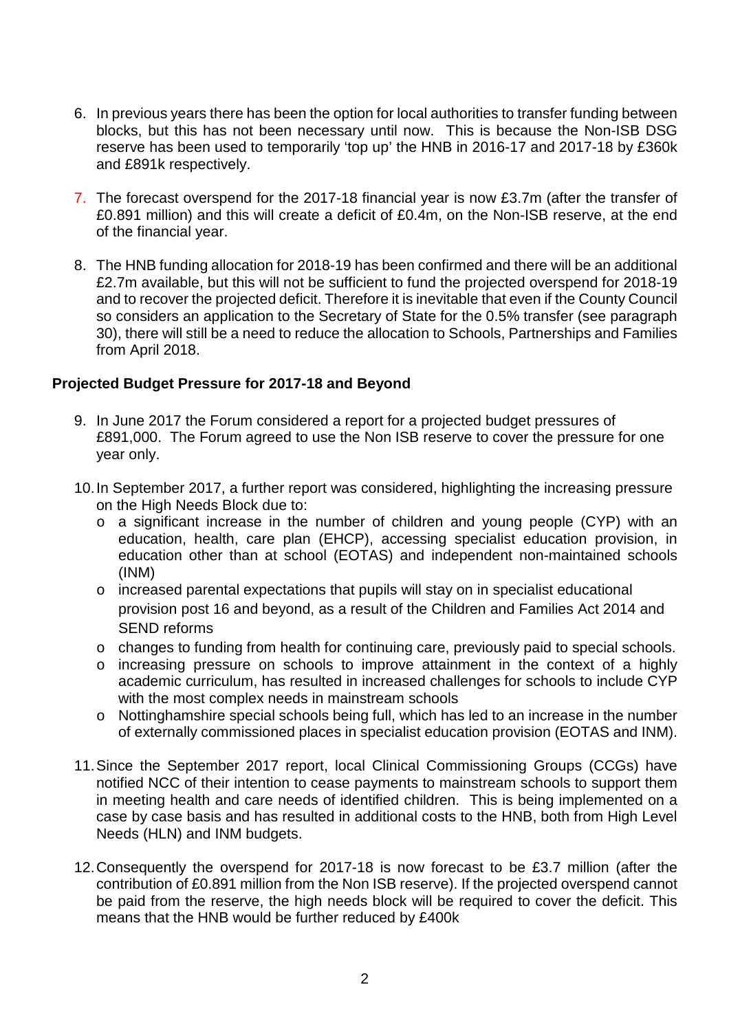6. In previous years there has been the option for local authorities to transfer funding between blocks, but this has not been necessary until now. This is because the Non-ISB DSG reserve has been used to temporarily 'top up' the HNB in 2016-17 and 2017-18 by £360k and £891k respectively.

7. The forecast overspend for the 2017-18 financial year is now £3.7m (after the transfer of £0.891 million) and this will create a deficit of £0.4m, on the Non-ISB reserve, at the end of the financial year.

8. The HNB funding allocation for 2018-19 has been confirmed and there will be an additional £2.7m available, but this will not be sufficient to fund the projected overspend for 2018-19 and to recover the projected deficit. Therefore it is inevitable that even if the County Council so considers an application to the Secretary of State for the 0.5% transfer (see paragraph 30), there will still be a need to reduce the allocation to Schools, Partnerships and Families from April 2018.

**Projected Budget Pressure for 2017-18 and Beyond**

9. In June 2017 the Forum considered a report for a projected budget pressures of £891,000. The Forum agreed to use the Non ISB reserve to cover the pressure for one year only.

10. In September 2017, a further report was considered, highlighting the increasing pressure on the High Needs Block due to:
    - a significant increase in the number of children and young people (CYP) with an education, health, care plan (EHCP), accessing specialist education provision, in education other than at school (EOTAS) and independent non-maintained schools (INM)
    - increased parental expectations that pupils will stay on in specialist educational provision post 16 and beyond, as a result of the Children and Families Act 2014 and SEND reforms
    - changes to funding from health for continuing care, previously paid to special schools.
    - increasing pressure on schools to improve attainment in the context of a highly academic curriculum, has resulted in increased challenges for schools to include CYP with the most complex needs in mainstream schools
    - Nottinghamshire special schools being full, which has led to an increase in the number of externally commissioned places in specialist education provision (EOTAS and INM).

11. Since the September 2017 report, local Clinical Commissioning Groups (CCGs) have notified NCC of their intention to cease payments to mainstream schools to support them in meeting health and care needs of identified children. This is being implemented on a case by case basis and has resulted in additional costs to the HNB, both from High Level Needs (HLN) and INM budgets.

12. Consequently the overspend for 2017-18 is now forecast to be £3.7 million (after the contribution of £0.891 million from the Non ISB reserve). If the projected overspend cannot be paid from the reserve, the high needs block will be required to cover the deficit. This means that the HNB would be further reduced by £400k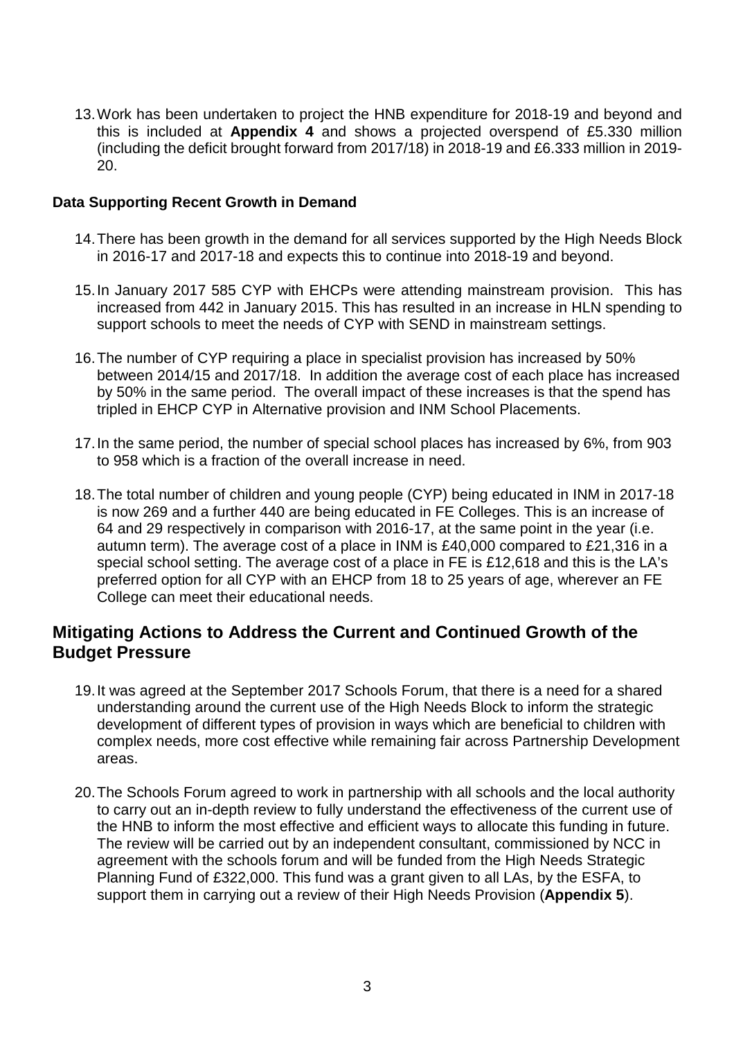13. Work has been undertaken to project the HNB expenditure for 2018-19 and beyond and this is included at **Appendix 4** and shows a projected overspend of £5.330 million (including the deficit brought forward from 2017/18) in 2018-19 and £6.333 million in 2019-20.

**Data Supporting Recent Growth in Demand**

14. There has been growth in the demand for all services supported by the High Needs Block in 2016-17 and 2017-18 and expects this to continue into 2018-19 and beyond.

15. In January 2017 585 CYP with EHCPs were attending mainstream provision. This has increased from 442 in January 2015. This has resulted in an increase in HLN spending to support schools to meet the needs of CYP with SEND in mainstream settings.

16. The number of CYP requiring a place in specialist provision has increased by 50% between 2014/15 and 2017/18. In addition the average cost of each place has increased by 50% in the same period. The overall impact of these increases is that the spend has tripled in EHCP CYP in Alternative provision and INM School Placements.

17. In the same period, the number of special school places has increased by 6%, from 903 to 958 which is a fraction of the overall increase in need.

18. The total number of children and young people (CYP) being educated in INM in 2017-18 is now 269 and a further 440 are being educated in FE Colleges. This is an increase of 64 and 29 respectively in comparison with 2016-17, at the same point in the year (i.e. autumn term). The average cost of a place in INM is £40,000 compared to £21,316 in a special school setting. The average cost of a place in FE is £12,618 and this is the LA's preferred option for all CYP with an EHCP from 18 to 25 years of age, wherever an FE College can meet their educational needs.

## Mitigating Actions to Address the Current and Continued Growth of the Budget Pressure

19. It was agreed at the September 2017 Schools Forum, that there is a need for a shared understanding around the current use of the High Needs Block to inform the strategic development of different types of provision in ways which are beneficial to children with complex needs, more cost effective while remaining fair across Partnership Development areas.

20. The Schools Forum agreed to work in partnership with all schools and the local authority to carry out an in-depth review to fully understand the effectiveness of the current use of the HNB to inform the most effective and efficient ways to allocate this funding in future. The review will be carried out by an independent consultant, commissioned by NCC in agreement with the schools forum and will be funded from the High Needs Strategic Planning Fund of £322,000. This fund was a grant given to all LAs, by the ESFA, to support them in carrying out a review of their High Needs Provision (**Appendix 5**).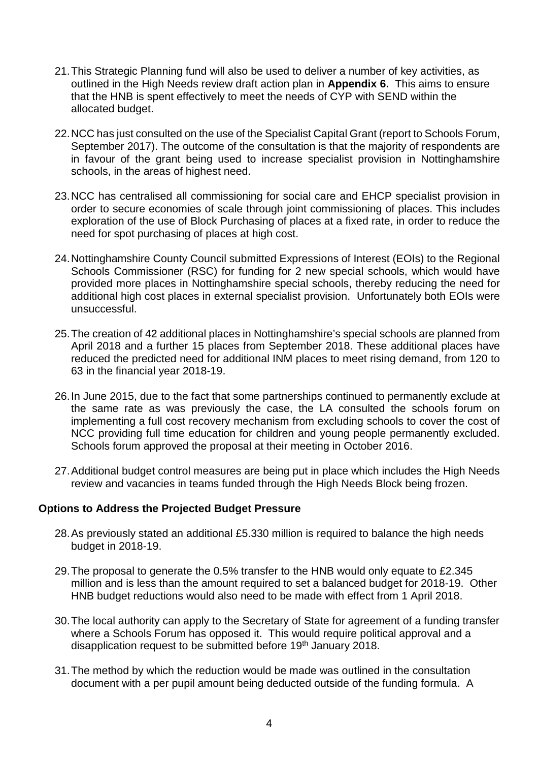21. This Strategic Planning fund will also be used to deliver a number of key activities, as outlined in the High Needs review draft action plan in **Appendix 6.** This aims to ensure that the HNB is spent effectively to meet the needs of CYP with SEND within the allocated budget.

22. NCC has just consulted on the use of the Specialist Capital Grant (report to Schools Forum, September 2017). The outcome of the consultation is that the majority of respondents are in favour of the grant being used to increase specialist provision in Nottinghamshire schools, in the areas of highest need.

23. NCC has centralised all commissioning for social care and EHCP specialist provision in order to secure economies of scale through joint commissioning of places. This includes exploration of the use of Block Purchasing of places at a fixed rate, in order to reduce the need for spot purchasing of places at high cost.

24. Nottinghamshire County Council submitted Expressions of Interest (EOIs) to the Regional Schools Commissioner (RSC) for funding for 2 new special schools, which would have provided more places in Nottinghamshire special schools, thereby reducing the need for additional high cost places in external specialist provision. Unfortunately both EOIs were unsuccessful.

25. The creation of 42 additional places in Nottinghamshire's special schools are planned from April 2018 and a further 15 places from September 2018. These additional places have reduced the predicted need for additional INM places to meet rising demand, from 120 to 63 in the financial year 2018-19.

26. In June 2015, due to the fact that some partnerships continued to permanently exclude at the same rate as was previously the case, the LA consulted the schools forum on implementing a full cost recovery mechanism from excluding schools to cover the cost of NCC providing full time education for children and young people permanently excluded. Schools forum approved the proposal at their meeting in October 2016.

27. Additional budget control measures are being put in place which includes the High Needs review and vacancies in teams funded through the High Needs Block being frozen.

**Options to Address the Projected Budget Pressure**

28. As previously stated an additional £5.330 million is required to balance the high needs budget in 2018-19.

29. The proposal to generate the 0.5% transfer to the HNB would only equate to £2.345 million and is less than the amount required to set a balanced budget for 2018-19. Other HNB budget reductions would also need to be made with effect from 1 April 2018.

30. The local authority can apply to the Secretary of State for agreement of a funding transfer where a Schools Forum has opposed it. This would require political approval and a disapplication request to be submitted before 19th January 2018.

31. The method by which the reduction would be made was outlined in the consultation document with a per pupil amount being deducted outside of the funding formula. A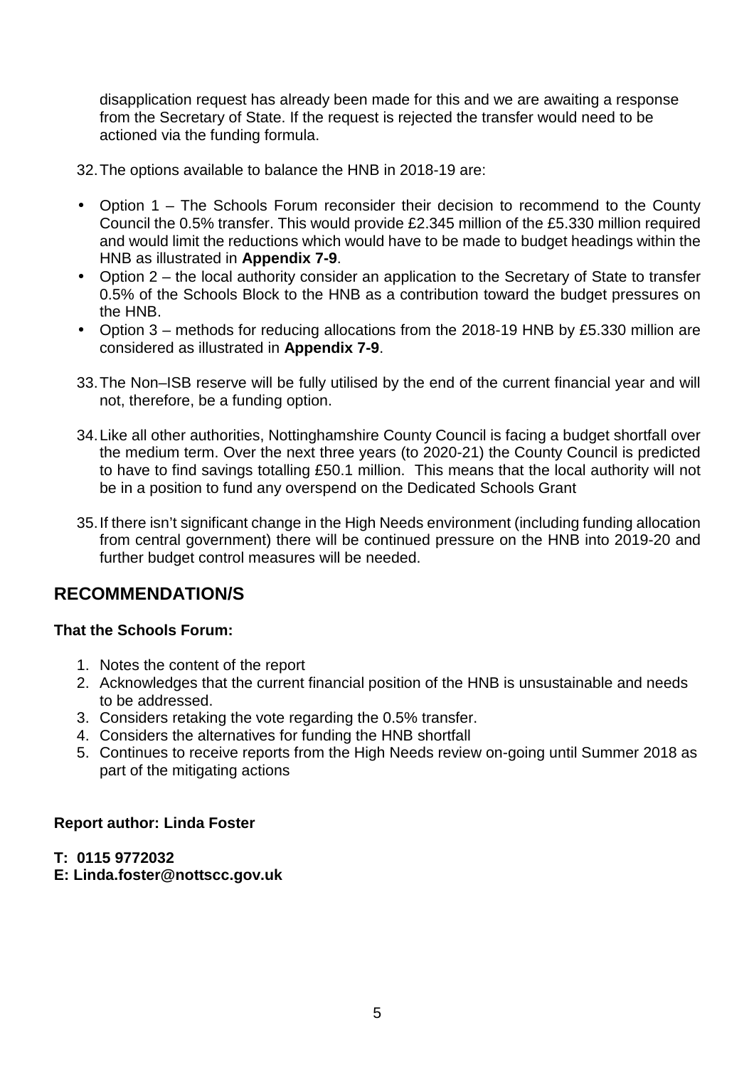disapplication request has already been made for this and we are awaiting a response from the Secretary of State. If the request is rejected the transfer would need to be actioned via the funding formula.

32. The options available to balance the HNB in 2018-19 are:

- Option 1 – The Schools Forum reconsider their decision to recommend to the County Council the 0.5% transfer. This would provide £2.345 million of the £5.330 million required and would limit the reductions which would have to be made to budget headings within the HNB as illustrated in **Appendix 7-9**.
- Option 2 – the local authority consider an application to the Secretary of State to transfer 0.5% of the Schools Block to the HNB as a contribution toward the budget pressures on the HNB.
- Option 3 – methods for reducing allocations from the 2018-19 HNB by £5.330 million are considered as illustrated in **Appendix 7-9**.

33. The Non–ISB reserve will be fully utilised by the end of the current financial year and will not, therefore, be a funding option.

34. Like all other authorities, Nottinghamshire County Council is facing a budget shortfall over the medium term. Over the next three years (to 2020-21) the County Council is predicted to have to find savings totalling £50.1 million. This means that the local authority will not be in a position to fund any overspend on the Dedicated Schools Grant

35. If there isn't significant change in the High Needs environment (including funding allocation from central government) there will be continued pressure on the HNB into 2019-20 and further budget control measures will be needed.

## RECOMMENDATION/S

**That the Schools Forum:**

1. Notes the content of the report
2. Acknowledges that the current financial position of the HNB is unsustainable and needs to be addressed.
3. Considers retaking the vote regarding the 0.5% transfer.
4. Considers the alternatives for funding the HNB shortfall
5. Continues to receive reports from the High Needs review on-going until Summer 2018 as part of the mitigating actions

**Report author: Linda Foster**

**T: 0115 9772032**
**E: Linda.foster@nottscc.gov.uk**